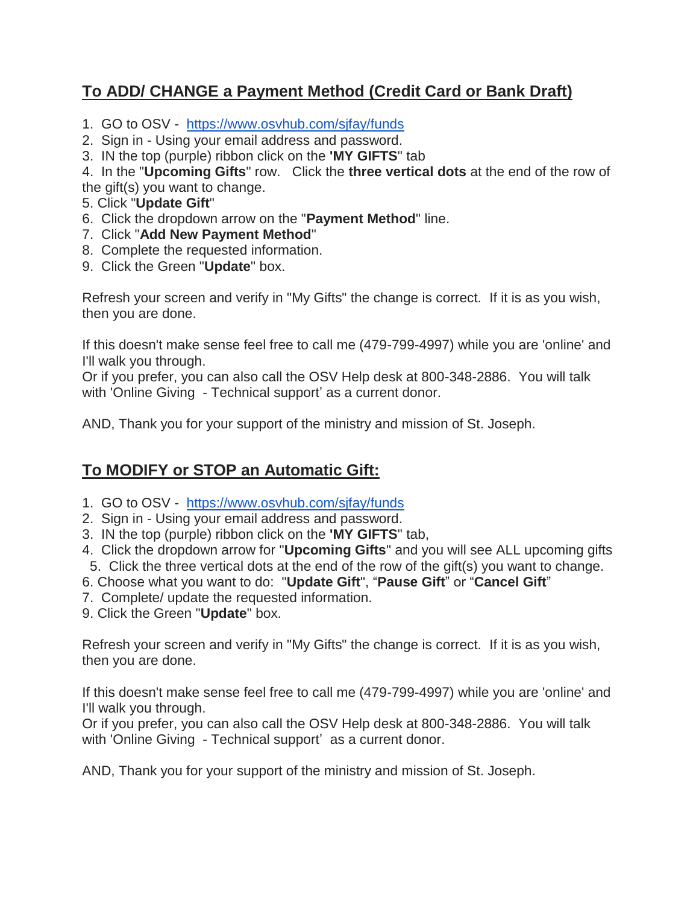## <u>To ADD/ CHANGE a Payment Method (Credit Card or Bank Draft)</u>

1. GO to OSV - https://www.osvhub.com/sjfay/funds
2. Sign in - Using your email address and password.
3. IN the top (purple) ribbon click on the **'MY GIFTS**" tab
4. In the "**Upcoming Gifts**" row. Click the **three vertical dots** at the end of the row of the gift(s) you want to change.
5. Click "**Update Gift**"
6. Click the dropdown arrow on the "**Payment Method**" line.
7. Click "**Add New Payment Method**"
8. Complete the requested information.
9. Click the Green "**Update**" box.

Refresh your screen and verify in "My Gifts" the change is correct. If it is as you wish, then you are done.

If this doesn't make sense feel free to call me (479-799-4997) while you are 'online' and I'll walk you through.
Or if you prefer, you can also call the OSV Help desk at 800-348-2886. You will talk with 'Online Giving - Technical support' as a current donor.

AND, Thank you for your support of the ministry and mission of St. Joseph.

## <u>To MODIFY or STOP an Automatic Gift:</u>

1. GO to OSV - https://www.osvhub.com/sjfay/funds
2. Sign in - Using your email address and password.
3. IN the top (purple) ribbon click on the **'MY GIFTS**" tab,
4. Click the dropdown arrow for "**Upcoming Gifts**" and you will see ALL upcoming gifts
5. Click the three vertical dots at the end of the row of the gift(s) you want to change.
6. Choose what you want to do: "**Update Gift**", "**Pause Gift**" or "**Cancel Gift**"
7. Complete/ update the requested information.
9. Click the Green "**Update**" box.

Refresh your screen and verify in "My Gifts" the change is correct. If it is as you wish, then you are done.

If this doesn't make sense feel free to call me (479-799-4997) while you are 'online' and I'll walk you through.
Or if you prefer, you can also call the OSV Help desk at 800-348-2886. You will talk with 'Online Giving - Technical support' as a current donor.

AND, Thank you for your support of the ministry and mission of St. Joseph.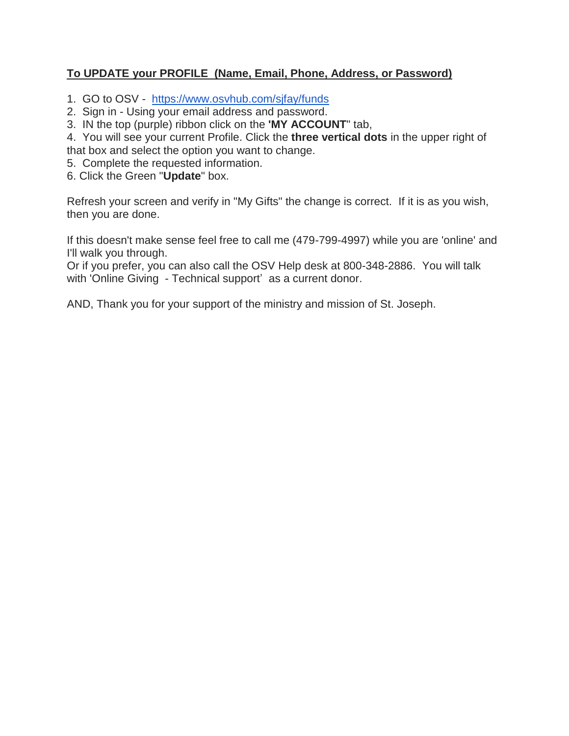**To UPDATE your PROFILE (Name, Email, Phone, Address, or Password)**

1. GO to OSV - [https://www.osvhub.com/sjfay/funds](https://www.osvhub.com/sjfay/funds)
2. Sign in - Using your email address and password.
3. IN the top (purple) ribbon click on the **'MY ACCOUNT**" tab,
4. You will see your current Profile. Click the **three vertical dots** in the upper right of that box and select the option you want to change.
5. Complete the requested information.
6. Click the Green "**Update**" box.

Refresh your screen and verify in "My Gifts" the change is correct. If it is as you wish, then you are done.

If this doesn't make sense feel free to call me (479-799-4997) while you are 'online' and I'll walk you through.
Or if you prefer, you can also call the OSV Help desk at 800-348-2886. You will talk with 'Online Giving - Technical support' as a current donor.

AND, Thank you for your support of the ministry and mission of St. Joseph.